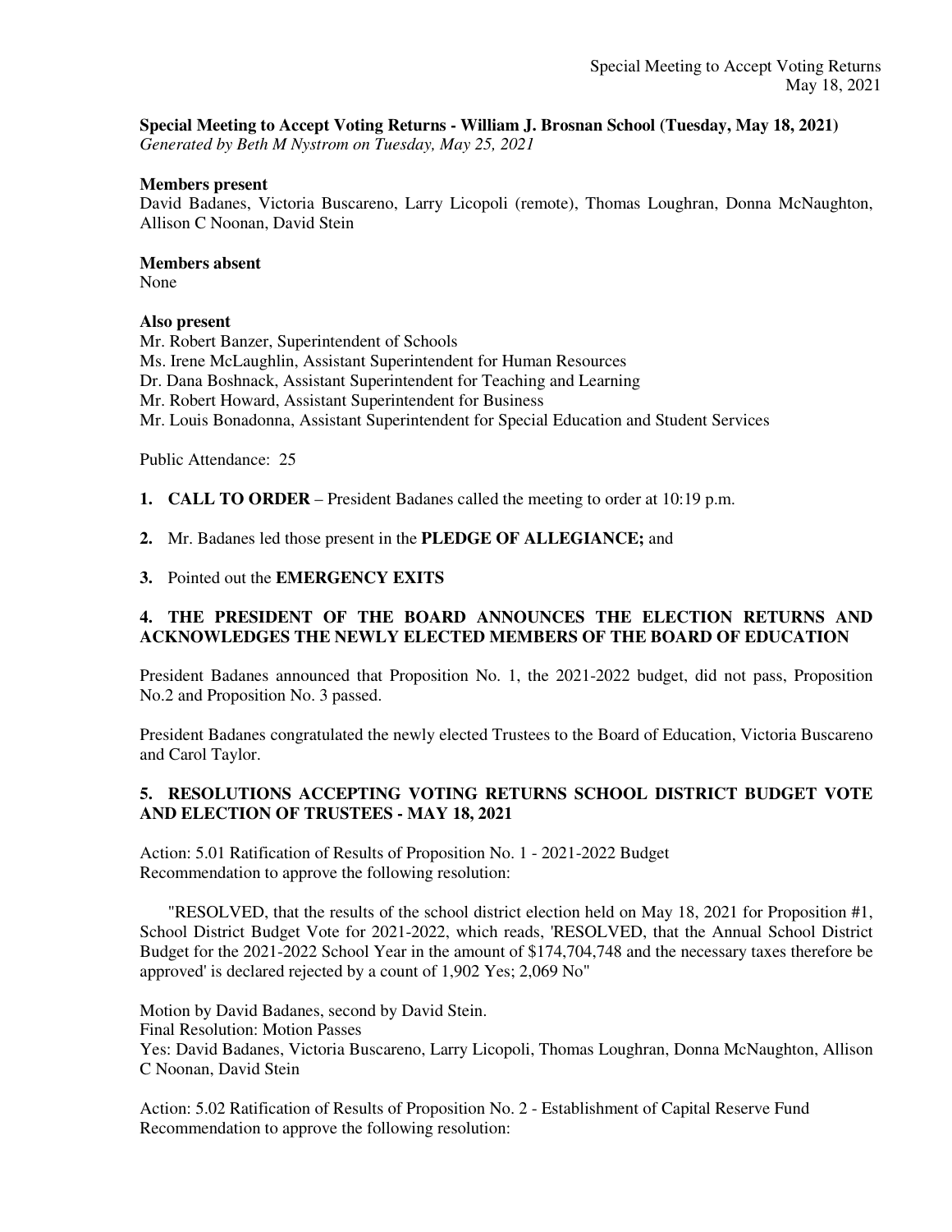**Special Meeting to Accept Voting Returns - William J. Brosnan School (Tuesday, May 18, 2021)**
*Generated by Beth M Nystrom on Tuesday, May 25, 2021*

**Members present**
David Badanes, Victoria Buscareno, Larry Licopoli (remote), Thomas Loughran, Donna McNaughton, Allison C Noonan, David Stein

**Members absent**
None

**Also present**
Mr. Robert Banzer, Superintendent of Schools
Ms. Irene McLaughlin, Assistant Superintendent for Human Resources
Dr. Dana Boshnack, Assistant Superintendent for Teaching and Learning
Mr. Robert Howard, Assistant Superintendent for Business
Mr. Louis Bonadonna, Assistant Superintendent for Special Education and Student Services

Public Attendance: 25

**1. CALL TO ORDER** – President Badanes called the meeting to order at 10:19 p.m.

**2.** Mr. Badanes led those present in the **PLEDGE OF ALLEGIANCE;** and

**3.** Pointed out the **EMERGENCY EXITS**

**4. THE PRESIDENT OF THE BOARD ANNOUNCES THE ELECTION RETURNS AND ACKNOWLEDGES THE NEWLY ELECTED MEMBERS OF THE BOARD OF EDUCATION**

President Badanes announced that Proposition No. 1, the 2021-2022 budget, did not pass, Proposition No.2 and Proposition No. 3 passed.

President Badanes congratulated the newly elected Trustees to the Board of Education, Victoria Buscareno and Carol Taylor.

**5. RESOLUTIONS ACCEPTING VOTING RETURNS SCHOOL DISTRICT BUDGET VOTE AND ELECTION OF TRUSTEES - MAY 18, 2021**

Action: 5.01 Ratification of Results of Proposition No. 1 - 2021-2022 Budget
Recommendation to approve the following resolution:

"RESOLVED, that the results of the school district election held on May 18, 2021 for Proposition #1, School District Budget Vote for 2021-2022, which reads, 'RESOLVED, that the Annual School District Budget for the 2021-2022 School Year in the amount of $174,704,748 and the necessary taxes therefore be approved' is declared rejected by a count of 1,902 Yes; 2,069 No"

Motion by David Badanes, second by David Stein.
Final Resolution: Motion Passes
Yes: David Badanes, Victoria Buscareno, Larry Licopoli, Thomas Loughran, Donna McNaughton, Allison C Noonan, David Stein

Action: 5.02 Ratification of Results of Proposition No. 2 - Establishment of Capital Reserve Fund
Recommendation to approve the following resolution: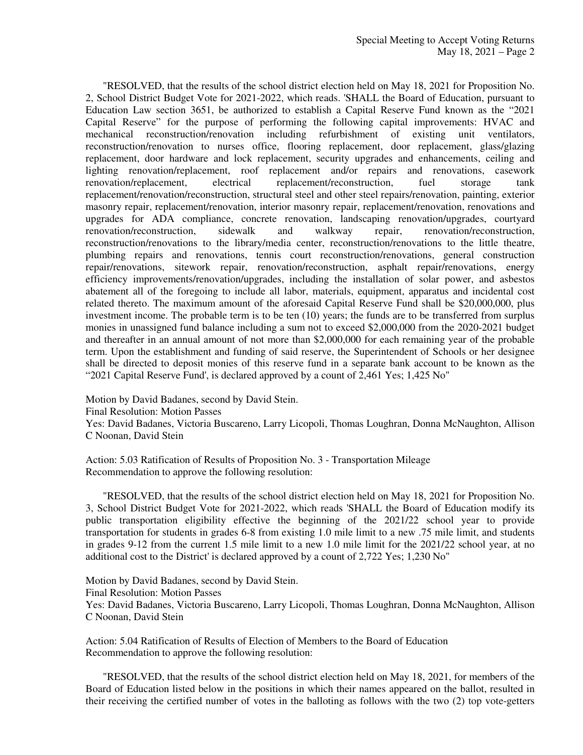"RESOLVED, that the results of the school district election held on May 18, 2021 for Proposition No. 2, School District Budget Vote for 2021-2022, which reads. 'SHALL the Board of Education, pursuant to Education Law section 3651, be authorized to establish a Capital Reserve Fund known as the "2021 Capital Reserve" for the purpose of performing the following capital improvements: HVAC and mechanical reconstruction/renovation including refurbishment of existing unit ventilators, reconstruction/renovation to nurses office, flooring replacement, door replacement, glass/glazing replacement, door hardware and lock replacement, security upgrades and enhancements, ceiling and lighting renovation/replacement, roof replacement and/or repairs and renovations, casework renovation/replacement, electrical replacement/reconstruction, fuel storage tank replacement/renovation/reconstruction, structural steel and other steel repairs/renovation, painting, exterior masonry repair, replacement/renovation, interior masonry repair, replacement/renovation, renovations and upgrades for ADA compliance, concrete renovation, landscaping renovation/upgrades, courtyard renovation/reconstruction, sidewalk and walkway repair, renovation/reconstruction, reconstruction/renovations to the library/media center, reconstruction/renovations to the little theatre, plumbing repairs and renovations, tennis court reconstruction/renovations, general construction repair/renovations, sitework repair, renovation/reconstruction, asphalt repair/renovations, energy efficiency improvements/renovation/upgrades, including the installation of solar power, and asbestos abatement all of the foregoing to include all labor, materials, equipment, apparatus and incidental cost related thereto. The maximum amount of the aforesaid Capital Reserve Fund shall be $20,000,000, plus investment income. The probable term is to be ten (10) years; the funds are to be transferred from surplus monies in unassigned fund balance including a sum not to exceed $2,000,000 from the 2020-2021 budget and thereafter in an annual amount of not more than $2,000,000 for each remaining year of the probable term. Upon the establishment and funding of said reserve, the Superintendent of Schools or her designee shall be directed to deposit monies of this reserve fund in a separate bank account to be known as the "2021 Capital Reserve Fund', is declared approved by a count of 2,461 Yes; 1,425 No"

Motion by David Badanes, second by David Stein.
Final Resolution: Motion Passes
Yes: David Badanes, Victoria Buscareno, Larry Licopoli, Thomas Loughran, Donna McNaughton, Allison C Noonan, David Stein

Action: 5.03 Ratification of Results of Proposition No. 3 - Transportation Mileage
Recommendation to approve the following resolution:

"RESOLVED, that the results of the school district election held on May 18, 2021 for Proposition No. 3, School District Budget Vote for 2021-2022, which reads 'SHALL the Board of Education modify its public transportation eligibility effective the beginning of the 2021/22 school year to provide transportation for students in grades 6-8 from existing 1.0 mile limit to a new .75 mile limit, and students in grades 9-12 from the current 1.5 mile limit to a new 1.0 mile limit for the 2021/22 school year, at no additional cost to the District' is declared approved by a count of 2,722 Yes; 1,230 No"

Motion by David Badanes, second by David Stein.
Final Resolution: Motion Passes
Yes: David Badanes, Victoria Buscareno, Larry Licopoli, Thomas Loughran, Donna McNaughton, Allison C Noonan, David Stein

Action: 5.04 Ratification of Results of Election of Members to the Board of Education
Recommendation to approve the following resolution:

"RESOLVED, that the results of the school district election held on May 18, 2021, for members of the Board of Education listed below in the positions in which their names appeared on the ballot, resulted in their receiving the certified number of votes in the balloting as follows with the two (2) top vote-getters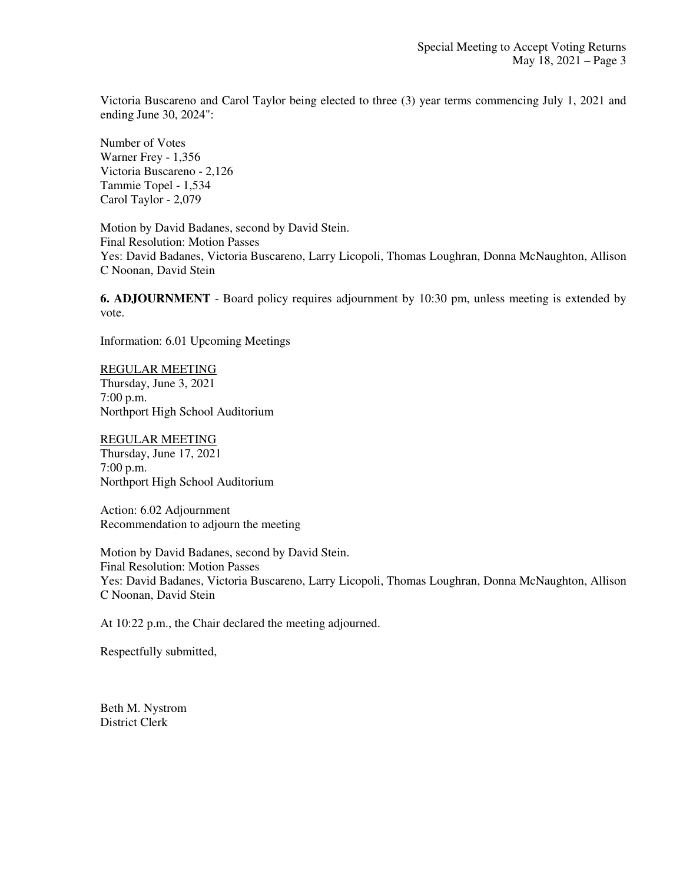Victoria Buscareno and Carol Taylor being elected to three (3) year terms commencing July 1, 2021 and ending June 30, 2024":

Number of Votes
Warner Frey - 1,356
Victoria Buscareno - 2,126
Tammie Topel - 1,534
Carol Taylor - 2,079

Motion by David Badanes, second by David Stein.
Final Resolution: Motion Passes
Yes: David Badanes, Victoria Buscareno, Larry Licopoli, Thomas Loughran, Donna McNaughton, Allison C Noonan, David Stein

**6. ADJOURNMENT** - Board policy requires adjournment by 10:30 pm, unless meeting is extended by vote.

Information: 6.01 Upcoming Meetings

<u>REGULAR MEETING</u>
Thursday, June 3, 2021
7:00 p.m.
Northport High School Auditorium

<u>REGULAR MEETING</u>
Thursday, June 17, 2021
7:00 p.m.
Northport High School Auditorium

Action: 6.02 Adjournment
Recommendation to adjourn the meeting

Motion by David Badanes, second by David Stein.
Final Resolution: Motion Passes
Yes: David Badanes, Victoria Buscareno, Larry Licopoli, Thomas Loughran, Donna McNaughton, Allison C Noonan, David Stein

At 10:22 p.m., the Chair declared the meeting adjourned.

Respectfully submitted,

Beth M. Nystrom
District Clerk